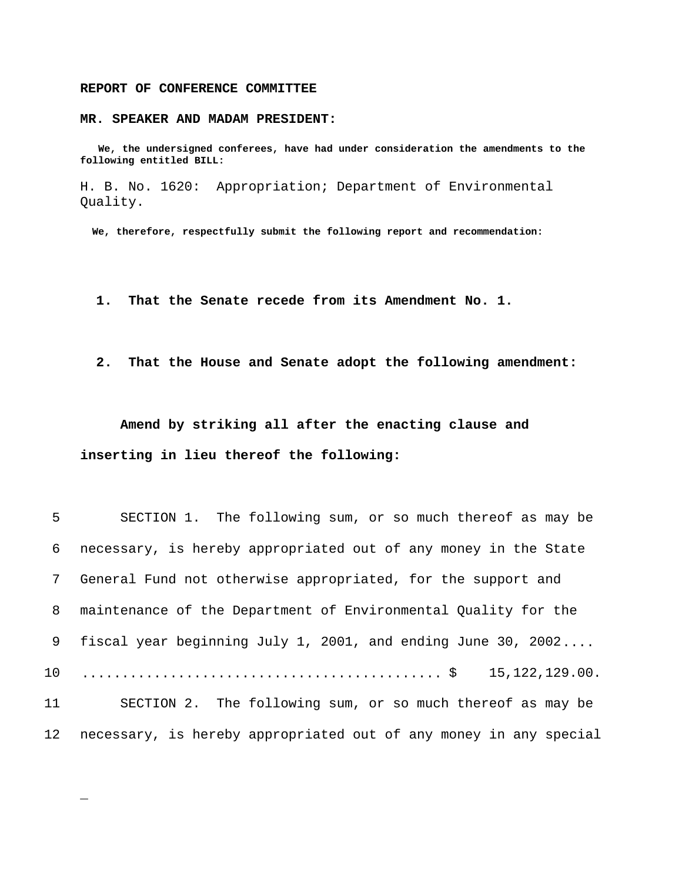**REPORT OF CONFERENCE COMMITTEE**

**MR. SPEAKER AND MADAM PRESIDENT:**

**We, the undersigned conferees, have had under consideration the amendments to the following entitled BILL:**

H. B. No. 1620: Appropriation; Department of Environmental Quality.

**We, therefore, respectfully submit the following report and recommendation:**

**1. That the Senate recede from its Amendment No. 1.**

**2. That the House and Senate adopt the following amendment:**

**Amend by striking all after the enacting clause and inserting in lieu thereof the following:**

SECTION 1. The following sum, or so much thereof as may be necessary, is hereby appropriated out of any money in the State General Fund not otherwise appropriated, for the support and maintenance of the Department of Environmental Quality for the fiscal year beginning July 1, 2001, and ending June 30, 2002.... ............................................ $ 15,122,129.00.

SECTION 2. The following sum, or so much thereof as may be necessary, is hereby appropriated out of any money in any special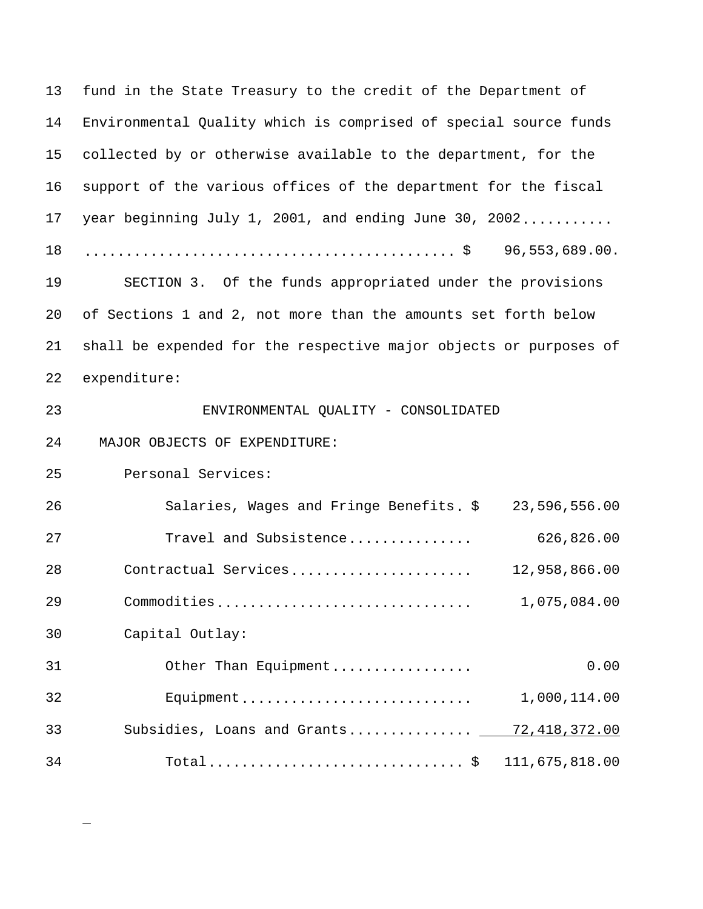fund in the State Treasury to the credit of the Department of Environmental Quality which is comprised of special source funds collected by or otherwise available to the department, for the support of the various offices of the department for the fiscal year beginning July 1, 2001, and ending June 30, 2002............................................................ $ 96,553,689.00.

SECTION 3. Of the funds appropriated under the provisions of Sections 1 and 2, not more than the amounts set forth below shall be expended for the respective major objects or purposes of expenditure:

ENVIRONMENTAL QUALITY - CONSOLIDATED

| MAJOR OBJECTS OF EXPENDITURE: | |
|---|---|
| Personal Services: | |
| Salaries, Wages and Fringe Benefits | $ 23,596,556.00 |
| Travel and Subsistence | 626,826.00 |
| Contractual Services | 12,958,866.00 |
| Commodities | 1,075,084.00 |
| Capital Outlay: | |
| Other Than Equipment | 0.00 |
| Equipment | 1,000,114.00 |
| Subsidies, Loans and Grants | 72,418,372.00 |
| Total | $ 111,675,818.00 |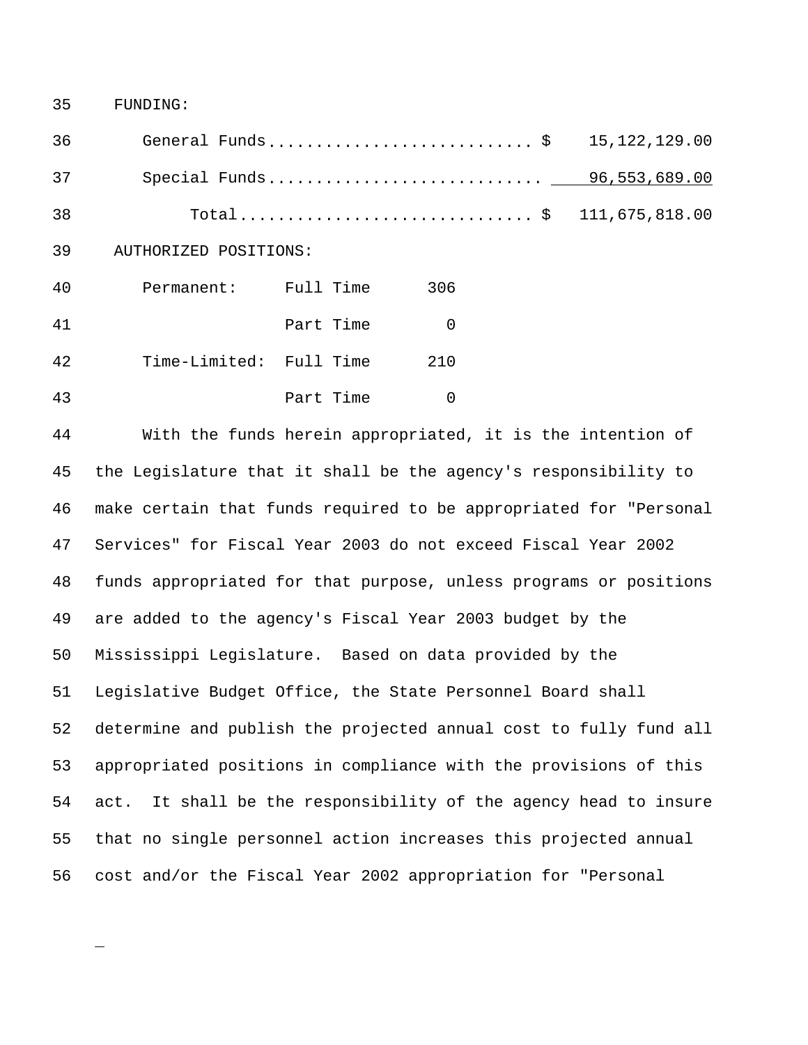FUNDING:

| | | |
|---|---|---|
| General Funds | $ | 15,122,129.00 |
| Special Funds | | 96,553,689.00 |
| Total | $ | 111,675,818.00 |

AUTHORIZED POSITIONS:

| | | |
|---|---|---|
| Permanent: | Full Time | 306 |
| | Part Time | 0 |
| Time-Limited: | Full Time | 210 |
| | Part Time | 0 |

With the funds herein appropriated, it is the intention of the Legislature that it shall be the agency's responsibility to make certain that funds required to be appropriated for "Personal Services" for Fiscal Year 2003 do not exceed Fiscal Year 2002 funds appropriated for that purpose, unless programs or positions are added to the agency's Fiscal Year 2003 budget by the Mississippi Legislature. Based on data provided by the Legislative Budget Office, the State Personnel Board shall determine and publish the projected annual cost to fully fund all appropriated positions in compliance with the provisions of this act. It shall be the responsibility of the agency head to insure that no single personnel action increases this projected annual cost and/or the Fiscal Year 2002 appropriation for "Personal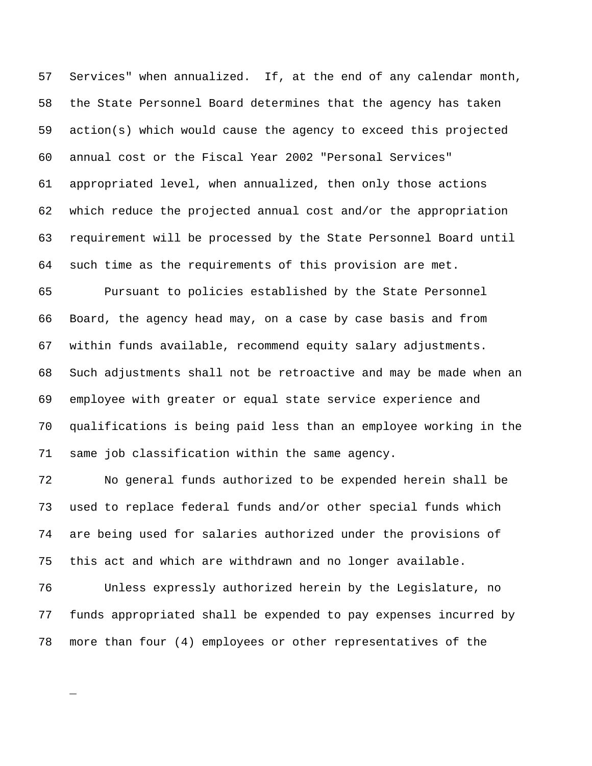Services" when annualized. If, at the end of any calendar month, the State Personnel Board determines that the agency has taken action(s) which would cause the agency to exceed this projected annual cost or the Fiscal Year 2002 "Personal Services" appropriated level, when annualized, then only those actions which reduce the projected annual cost and/or the appropriation requirement will be processed by the State Personnel Board until such time as the requirements of this provision are met.

Pursuant to policies established by the State Personnel Board, the agency head may, on a case by case basis and from within funds available, recommend equity salary adjustments. Such adjustments shall not be retroactive and may be made when an employee with greater or equal state service experience and qualifications is being paid less than an employee working in the same job classification within the same agency.

No general funds authorized to be expended herein shall be used to replace federal funds and/or other special funds which are being used for salaries authorized under the provisions of this act and which are withdrawn and no longer available.

Unless expressly authorized herein by the Legislature, no funds appropriated shall be expended to pay expenses incurred by more than four (4) employees or other representatives of the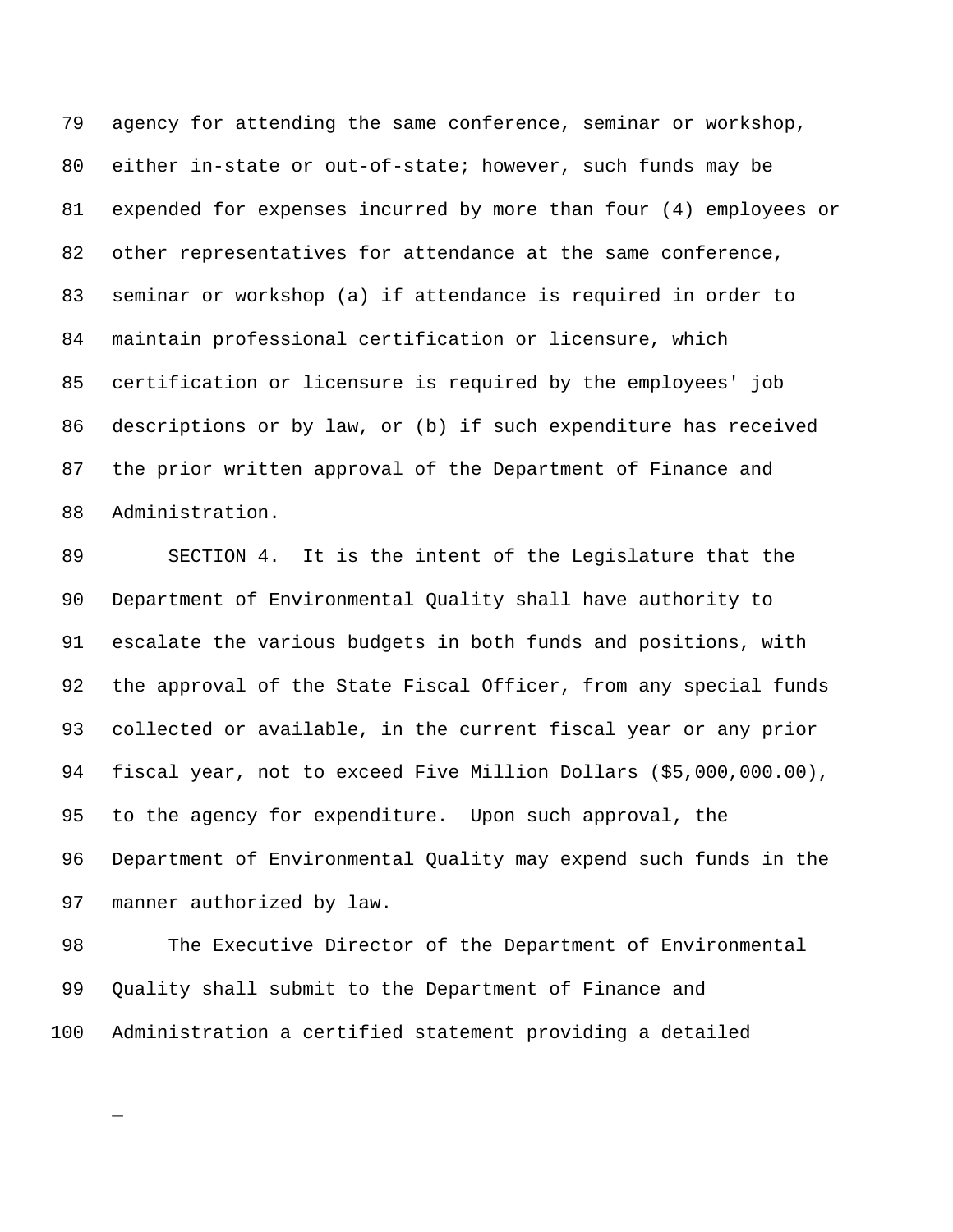agency for attending the same conference, seminar or workshop, either in-state or out-of-state; however, such funds may be expended for expenses incurred by more than four (4) employees or other representatives for attendance at the same conference, seminar or workshop (a) if attendance is required in order to maintain professional certification or licensure, which certification or licensure is required by the employees' job descriptions or by law, or (b) if such expenditure has received the prior written approval of the Department of Finance and Administration.

SECTION 4. It is the intent of the Legislature that the Department of Environmental Quality shall have authority to escalate the various budgets in both funds and positions, with the approval of the State Fiscal Officer, from any special funds collected or available, in the current fiscal year or any prior fiscal year, not to exceed Five Million Dollars ($5,000,000.00), to the agency for expenditure. Upon such approval, the Department of Environmental Quality may expend such funds in the manner authorized by law.

The Executive Director of the Department of Environmental Quality shall submit to the Department of Finance and Administration a certified statement providing a detailed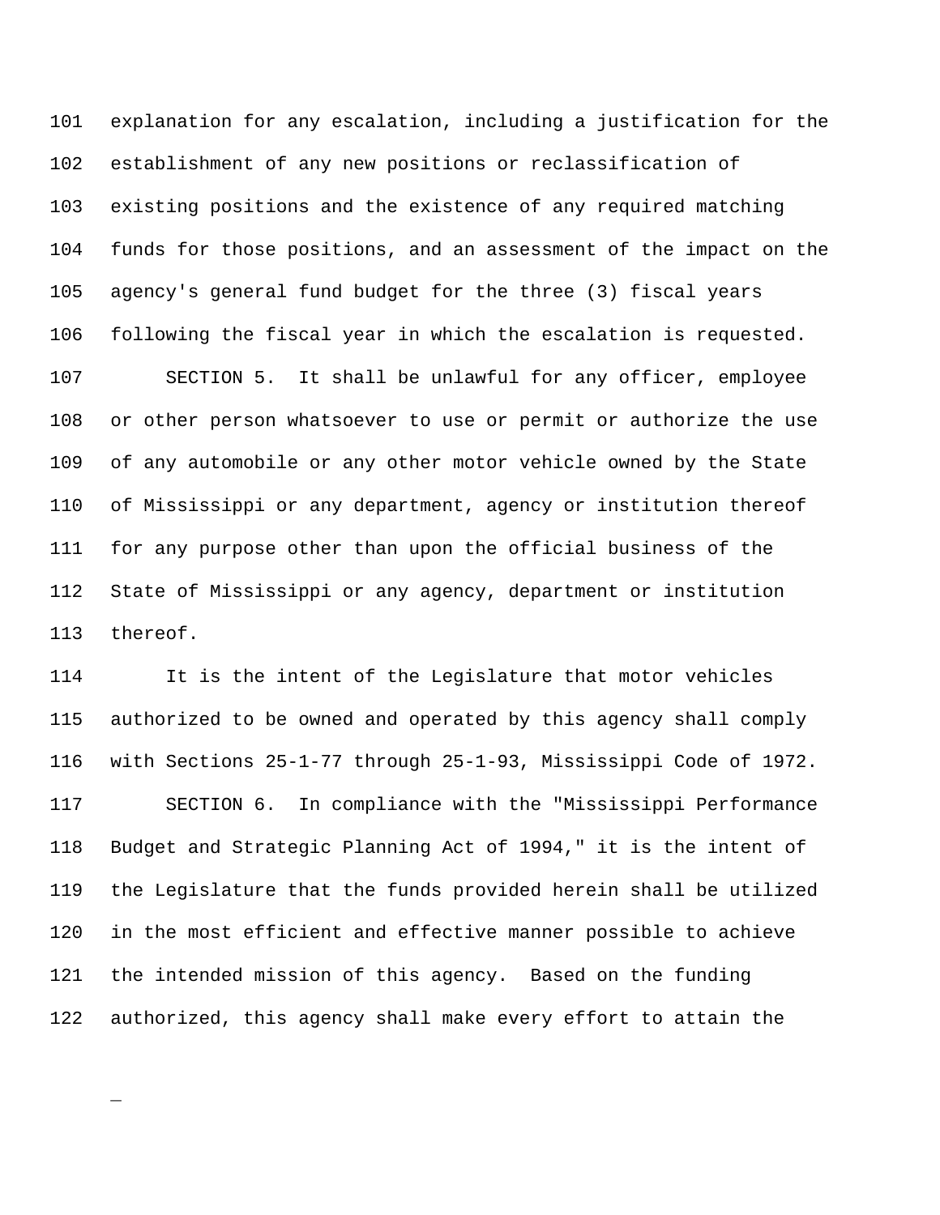explanation for any escalation, including a justification for the establishment of any new positions or reclassification of existing positions and the existence of any required matching funds for those positions, and an assessment of the impact on the agency's general fund budget for the three (3) fiscal years following the fiscal year in which the escalation is requested.

SECTION 5. It shall be unlawful for any officer, employee or other person whatsoever to use or permit or authorize the use of any automobile or any other motor vehicle owned by the State of Mississippi or any department, agency or institution thereof for any purpose other than upon the official business of the State of Mississippi or any agency, department or institution thereof.

It is the intent of the Legislature that motor vehicles authorized to be owned and operated by this agency shall comply with Sections 25-1-77 through 25-1-93, Mississippi Code of 1972.

SECTION 6. In compliance with the "Mississippi Performance Budget and Strategic Planning Act of 1994," it is the intent of the Legislature that the funds provided herein shall be utilized in the most efficient and effective manner possible to achieve the intended mission of this agency. Based on the funding authorized, this agency shall make every effort to attain the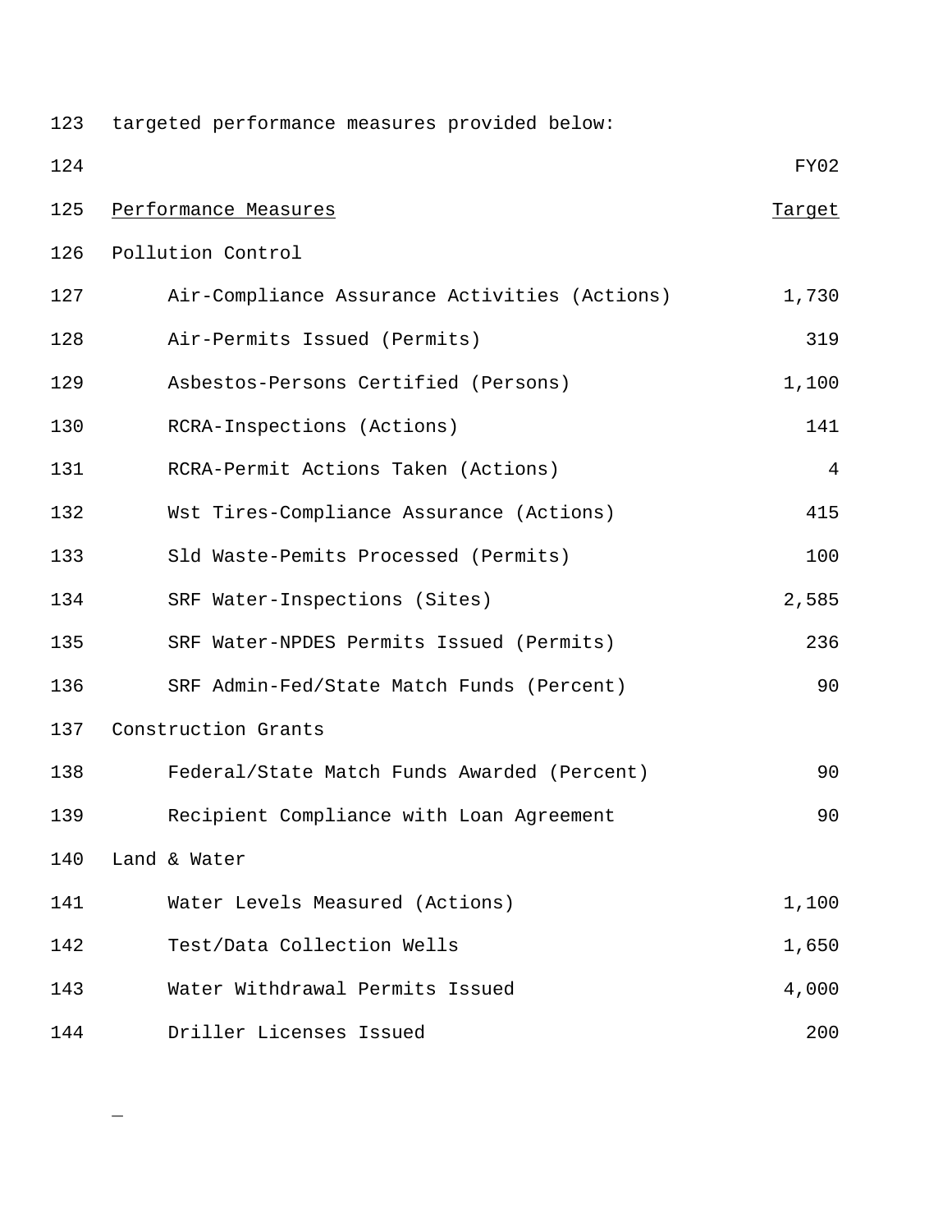targeted performance measures provided below:

| Performance Measures | FY02 Target |
| --- | --- |
| **Pollution Control** | |
| Air-Compliance Assurance Activities (Actions) | 1,730 |
| Air-Permits Issued (Permits) | 319 |
| Asbestos-Persons Certified (Persons) | 1,100 |
| RCRA-Inspections (Actions) | 141 |
| RCRA-Permit Actions Taken (Actions) | 4 |
| Wst Tires-Compliance Assurance (Actions) | 415 |
| Sld Waste-Pemits Processed (Permits) | 100 |
| SRF Water-Inspections (Sites) | 2,585 |
| SRF Water-NPDES Permits Issued (Permits) | 236 |
| SRF Admin-Fed/State Match Funds (Percent) | 90 |
| **Construction Grants** | |
| Federal/State Match Funds Awarded (Percent) | 90 |
| Recipient Compliance with Loan Agreement | 90 |
| **Land & Water** | |
| Water Levels Measured (Actions) | 1,100 |
| Test/Data Collection Wells | 1,650 |
| Water Withdrawal Permits Issued | 4,000 |
| Driller Licenses Issued | 200 |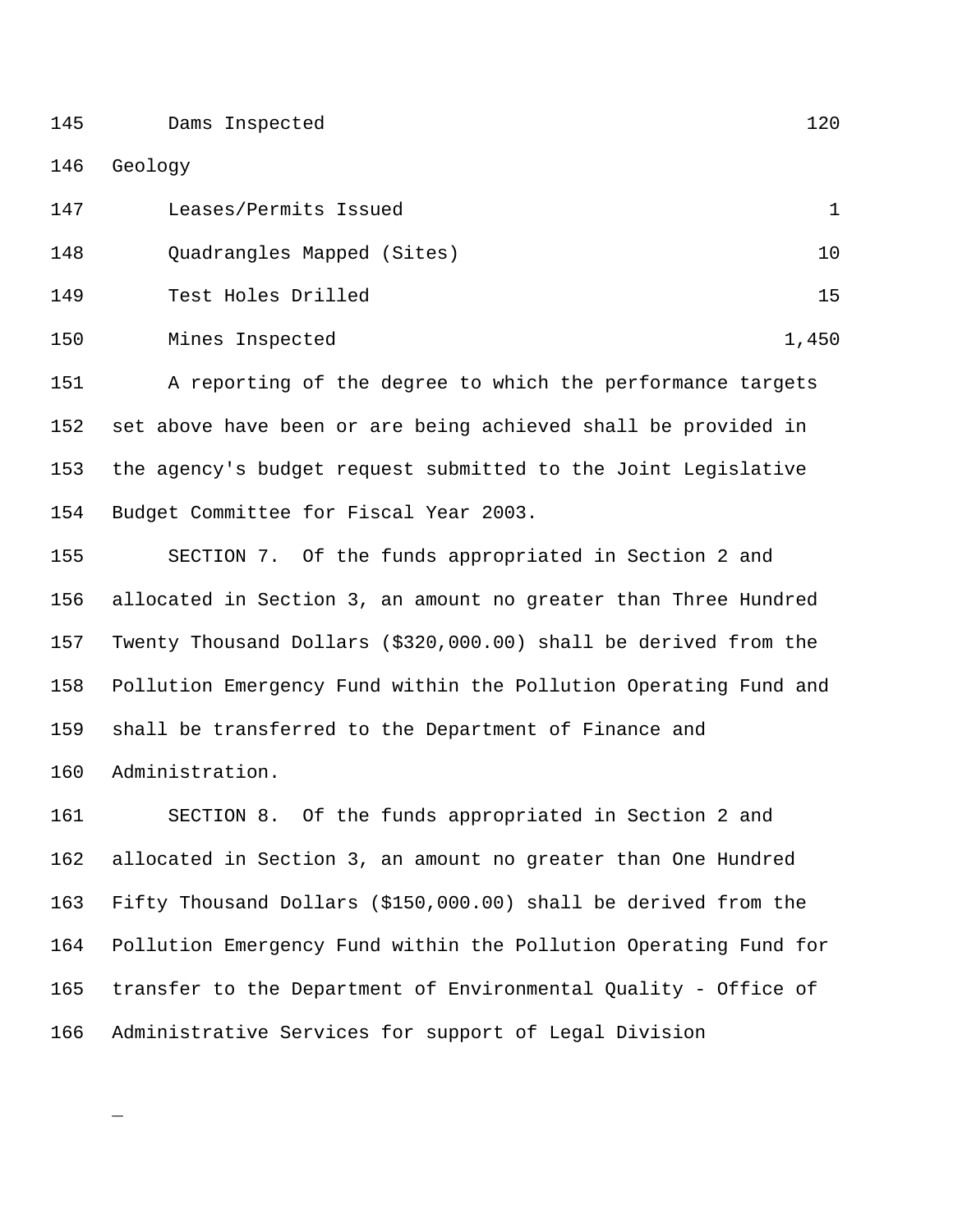| | |
|---|---|
| Dams Inspected | 120 |
| **Geology** | |
| Leases/Permits Issued | 1 |
| Quadrangles Mapped (Sites) | 10 |
| Test Holes Drilled | 15 |
| Mines Inspected | 1,450 |

A reporting of the degree to which the performance targets set above have been or are being achieved shall be provided in the agency's budget request submitted to the Joint Legislative Budget Committee for Fiscal Year 2003.

SECTION 7. Of the funds appropriated in Section 2 and allocated in Section 3, an amount no greater than Three Hundred Twenty Thousand Dollars ($320,000.00) shall be derived from the Pollution Emergency Fund within the Pollution Operating Fund and shall be transferred to the Department of Finance and Administration.

SECTION 8. Of the funds appropriated in Section 2 and allocated in Section 3, an amount no greater than One Hundred Fifty Thousand Dollars ($150,000.00) shall be derived from the Pollution Emergency Fund within the Pollution Operating Fund for transfer to the Department of Environmental Quality - Office of Administrative Services for support of Legal Division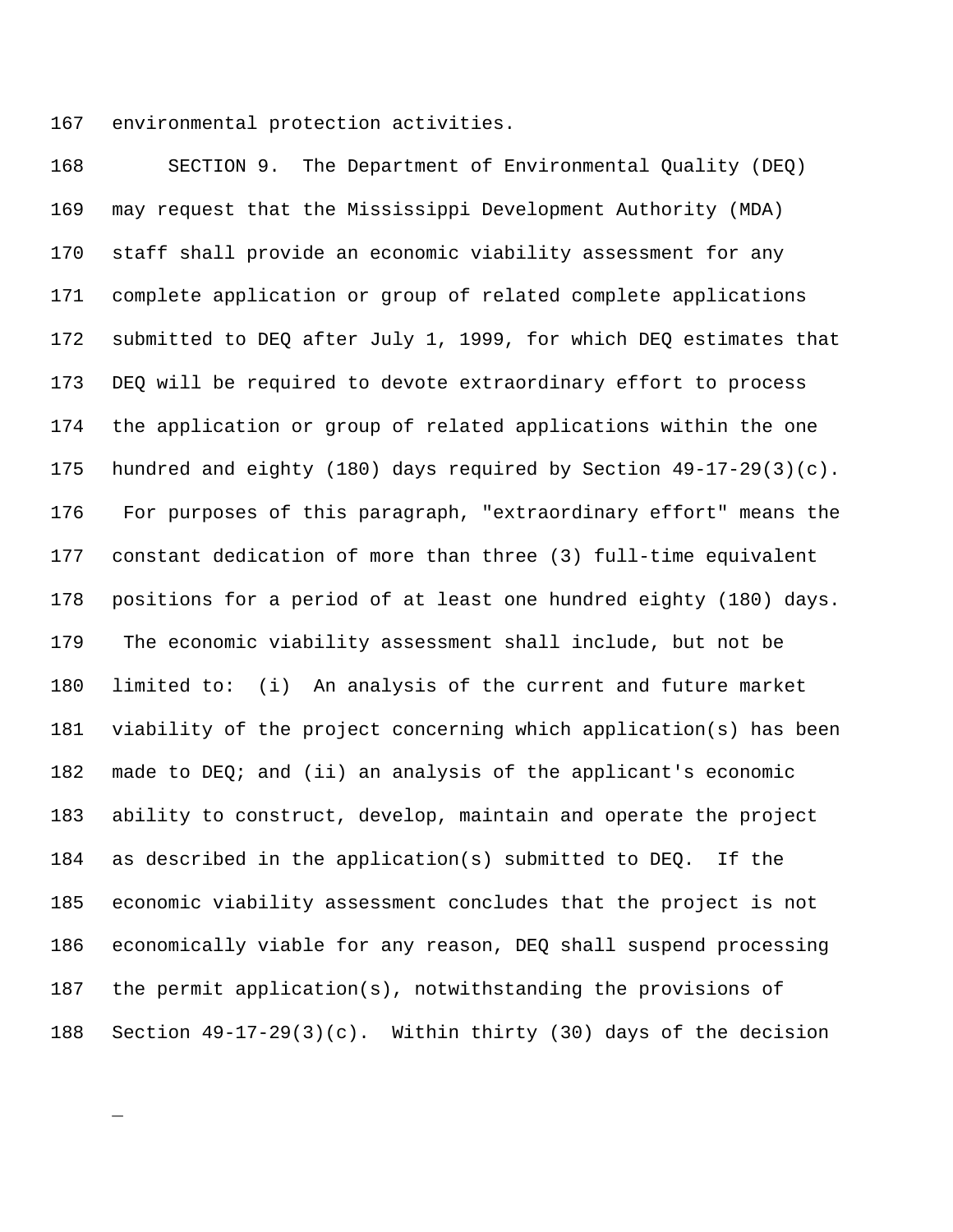environmental protection activities.

SECTION 9. The Department of Environmental Quality (DEQ) may request that the Mississippi Development Authority (MDA) staff shall provide an economic viability assessment for any complete application or group of related complete applications submitted to DEQ after July 1, 1999, for which DEQ estimates that DEQ will be required to devote extraordinary effort to process the application or group of related applications within the one hundred and eighty (180) days required by Section 49-17-29(3)(c). For purposes of this paragraph, "extraordinary effort" means the constant dedication of more than three (3) full-time equivalent positions for a period of at least one hundred eighty (180) days. The economic viability assessment shall include, but not be limited to: (i) An analysis of the current and future market viability of the project concerning which application(s) has been made to DEQ; and (ii) an analysis of the applicant's economic ability to construct, develop, maintain and operate the project as described in the application(s) submitted to DEQ. If the economic viability assessment concludes that the project is not economically viable for any reason, DEQ shall suspend processing the permit application(s), notwithstanding the provisions of Section 49-17-29(3)(c). Within thirty (30) days of the decision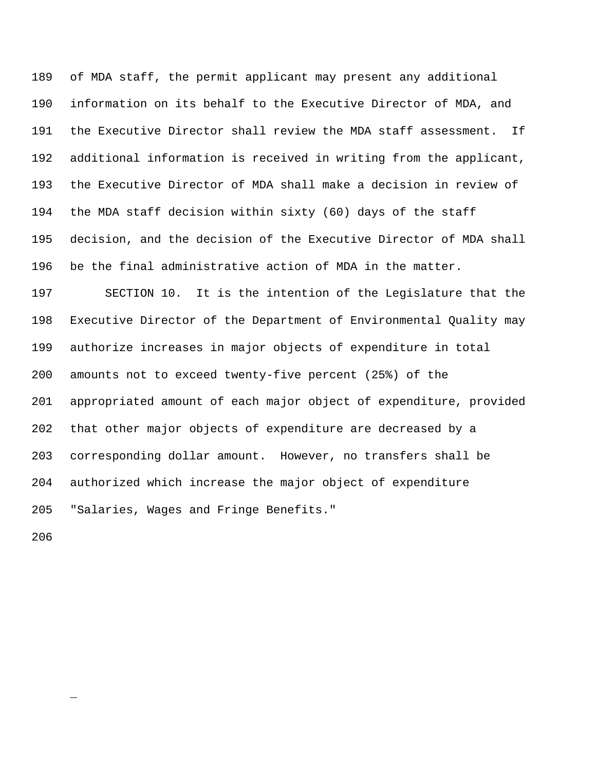of MDA staff, the permit applicant may present any additional information on its behalf to the Executive Director of MDA, and the Executive Director shall review the MDA staff assessment. If additional information is received in writing from the applicant, the Executive Director of MDA shall make a decision in review of the MDA staff decision within sixty (60) days of the staff decision, and the decision of the Executive Director of MDA shall be the final administrative action of MDA in the matter.

SECTION 10. It is the intention of the Legislature that the Executive Director of the Department of Environmental Quality may authorize increases in major objects of expenditure in total amounts not to exceed twenty-five percent (25%) of the appropriated amount of each major object of expenditure, provided that other major objects of expenditure are decreased by a corresponding dollar amount. However, no transfers shall be authorized which increase the major object of expenditure "Salaries, Wages and Fringe Benefits."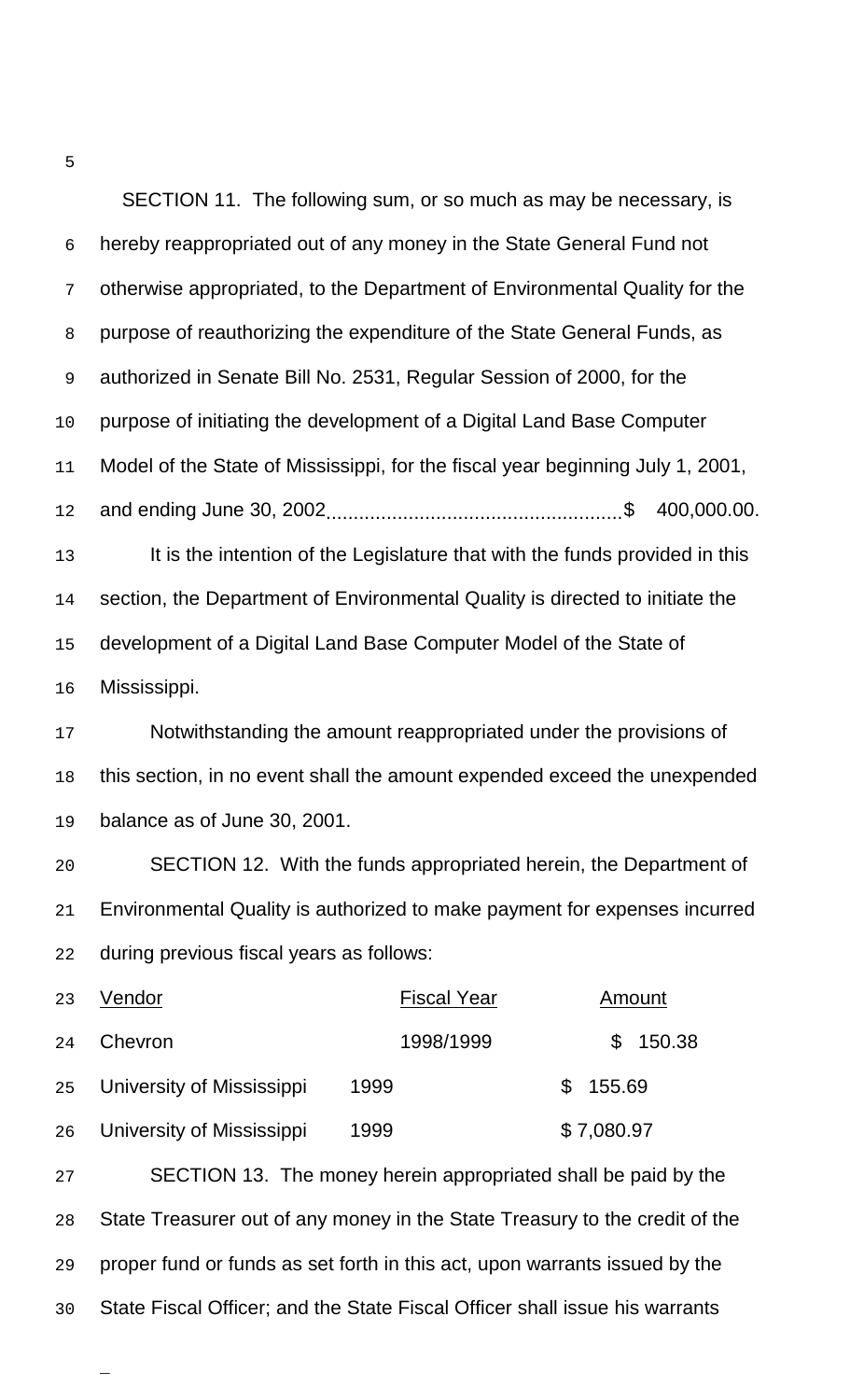SECTION 11. The following sum, or so much as may be necessary, is hereby reappropriated out of any money in the State General Fund not otherwise appropriated, to the Department of Environmental Quality for the purpose of reauthorizing the expenditure of the State General Funds, as authorized in Senate Bill No. 2531, Regular Session of 2000, for the purpose of initiating the development of a Digital Land Base Computer Model of the State of Mississippi, for the fiscal year beginning July 1, 2001, and ending June 30, 2002...................................................$ 400,000.00.

It is the intention of the Legislature that with the funds provided in this section, the Department of Environmental Quality is directed to initiate the development of a Digital Land Base Computer Model of the State of Mississippi.

Notwithstanding the amount reappropriated under the provisions of this section, in no event shall the amount expended exceed the unexpended balance as of June 30, 2001.

SECTION 12. With the funds appropriated herein, the Department of Environmental Quality is authorized to make payment for expenses incurred during previous fiscal years as follows:

| Vendor | Fiscal Year | Amount |
| --- | --- | --- |
| Chevron | 1998/1999 | $ 150.38 |
| University of Mississippi | 1999 | $ 155.69 |
| University of Mississippi | 1999 | $ 7,080.97 |

SECTION 13. The money herein appropriated shall be paid by the State Treasurer out of any money in the State Treasury to the credit of the proper fund or funds as set forth in this act, upon warrants issued by the State Fiscal Officer; and the State Fiscal Officer shall issue his warrants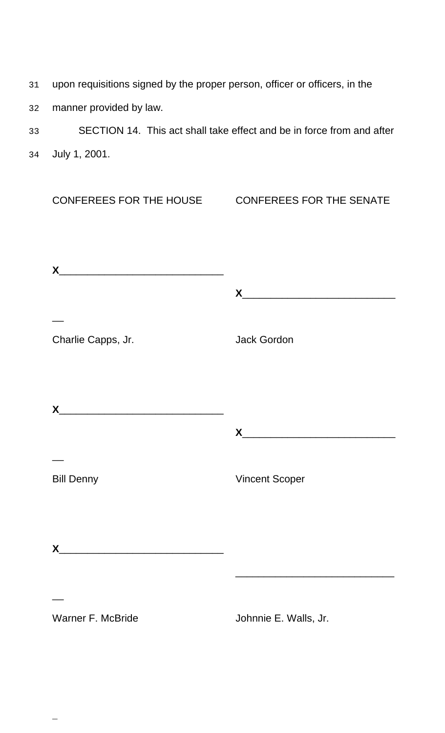31 upon requisitions signed by the proper person, officer or officers, in the

32 manner provided by law.

33 SECTION 14. This act shall take effect and be in force from and after

34 July 1, 2001.

| CONFEREES FOR THE HOUSE | CONFEREES FOR THE SENATE |
| --- | --- |
| X___________________________ | X_________________________ |
| Charlie Capps, Jr. | Jack Gordon |
| X___________________________ | X_________________________ |
| Bill Denny | Vincent Scoper |
| X___________________________ | __________________________ |
| Warner F. McBride | Johnnie E. Walls, Jr. |